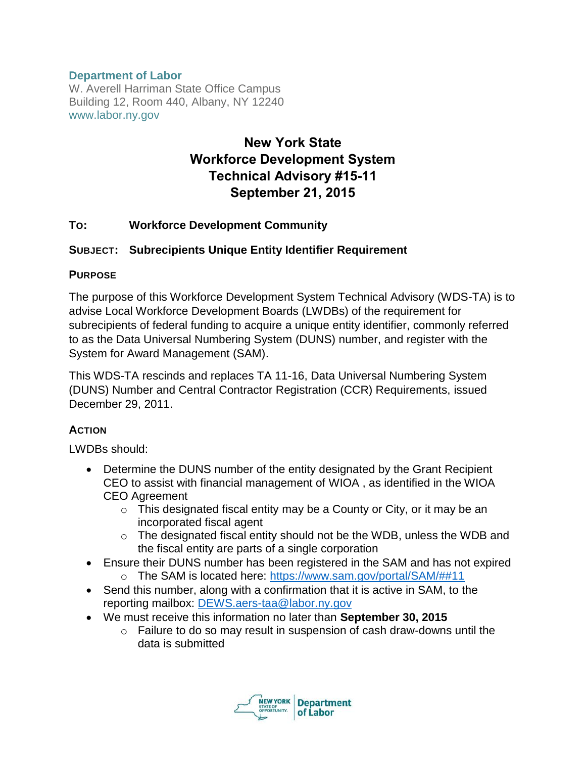**Department of Labor**
W. Averell Harriman State Office Campus
Building 12, Room 440, Albany, NY 12240
www.labor.ny.gov

# New York State
# Workforce Development System
# Technical Advisory #15-11
# September 21, 2015

**TO:** **Workforce Development Community**

**SUBJECT:** **Subrecipients Unique Entity Identifier Requirement**

## PURPOSE

The purpose of this Workforce Development System Technical Advisory (WDS-TA) is to advise Local Workforce Development Boards (LWDBs) of the requirement for subrecipients of federal funding to acquire a unique entity identifier, commonly referred to as the Data Universal Numbering System (DUNS) number, and register with the System for Award Management (SAM).

This WDS-TA rescinds and replaces TA 11-16, Data Universal Numbering System (DUNS) Number and Central Contractor Registration (CCR) Requirements, issued December 29, 2011.

## ACTION

LWDBs should:

- Determine the DUNS number of the entity designated by the Grant Recipient CEO to assist with financial management of WIOA , as identified in the WIOA CEO Agreement
  - This designated fiscal entity may be a County or City, or it may be an incorporated fiscal agent
  - The designated fiscal entity should not be the WDB, unless the WDB and the fiscal entity are parts of a single corporation
- Ensure their DUNS number has been registered in the SAM and has not expired
  - The SAM is located here: https://www.sam.gov/portal/SAM/##11
- Send this number, along with a confirmation that it is active in SAM, to the reporting mailbox: DEWS.aers-taa@labor.ny.gov
- We must receive this information no later than **September 30, 2015**
  - Failure to do so may result in suspension of cash draw-downs until the data is submitted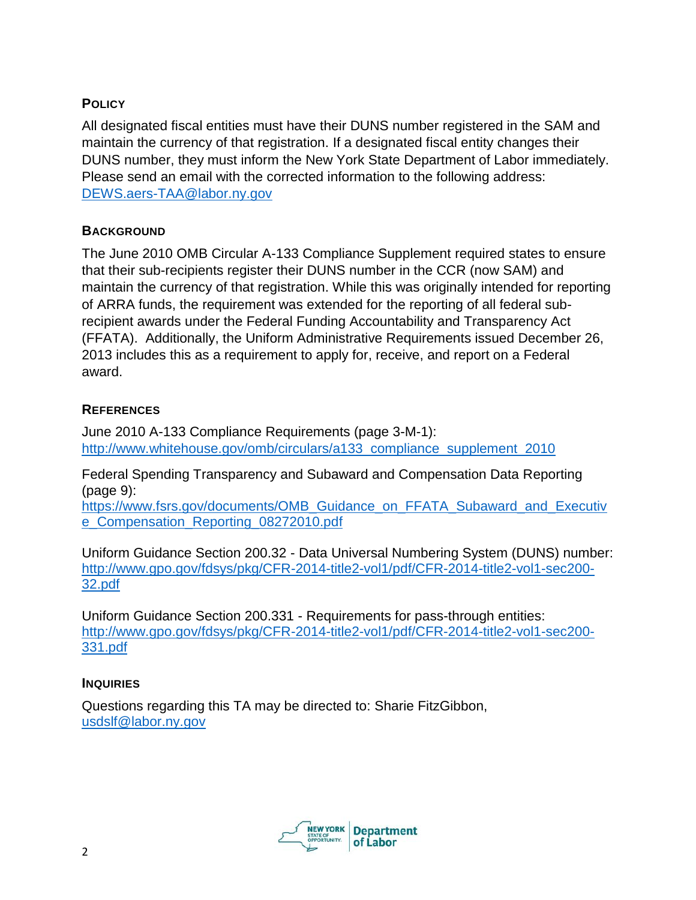## Policy

All designated fiscal entities must have their DUNS number registered in the SAM and maintain the currency of that registration. If a designated fiscal entity changes their DUNS number, they must inform the New York State Department of Labor immediately. Please send an email with the corrected information to the following address: DEWS.aers-TAA@labor.ny.gov

## Background

The June 2010 OMB Circular A-133 Compliance Supplement required states to ensure that their sub-recipients register their DUNS number in the CCR (now SAM) and maintain the currency of that registration. While this was originally intended for reporting of ARRA funds, the requirement was extended for the reporting of all federal sub-recipient awards under the Federal Funding Accountability and Transparency Act (FFATA). Additionally, the Uniform Administrative Requirements issued December 26, 2013 includes this as a requirement to apply for, receive, and report on a Federal award.

## References

June 2010 A-133 Compliance Requirements (page 3-M-1):
http://www.whitehouse.gov/omb/circulars/a133_compliance_supplement_2010

Federal Spending Transparency and Subaward and Compensation Data Reporting (page 9):
https://www.fsrs.gov/documents/OMB_Guidance_on_FFATA_Subaward_and_Executive_Compensation_Reporting_08272010.pdf

Uniform Guidance Section 200.32 - Data Universal Numbering System (DUNS) number:
http://www.gpo.gov/fdsys/pkg/CFR-2014-title2-vol1/pdf/CFR-2014-title2-vol1-sec200-32.pdf

Uniform Guidance Section 200.331 - Requirements for pass-through entities:
http://www.gpo.gov/fdsys/pkg/CFR-2014-title2-vol1/pdf/CFR-2014-title2-vol1-sec200-331.pdf

## Inquiries

Questions regarding this TA may be directed to: Sharie FitzGibbon, usdslf@labor.ny.gov